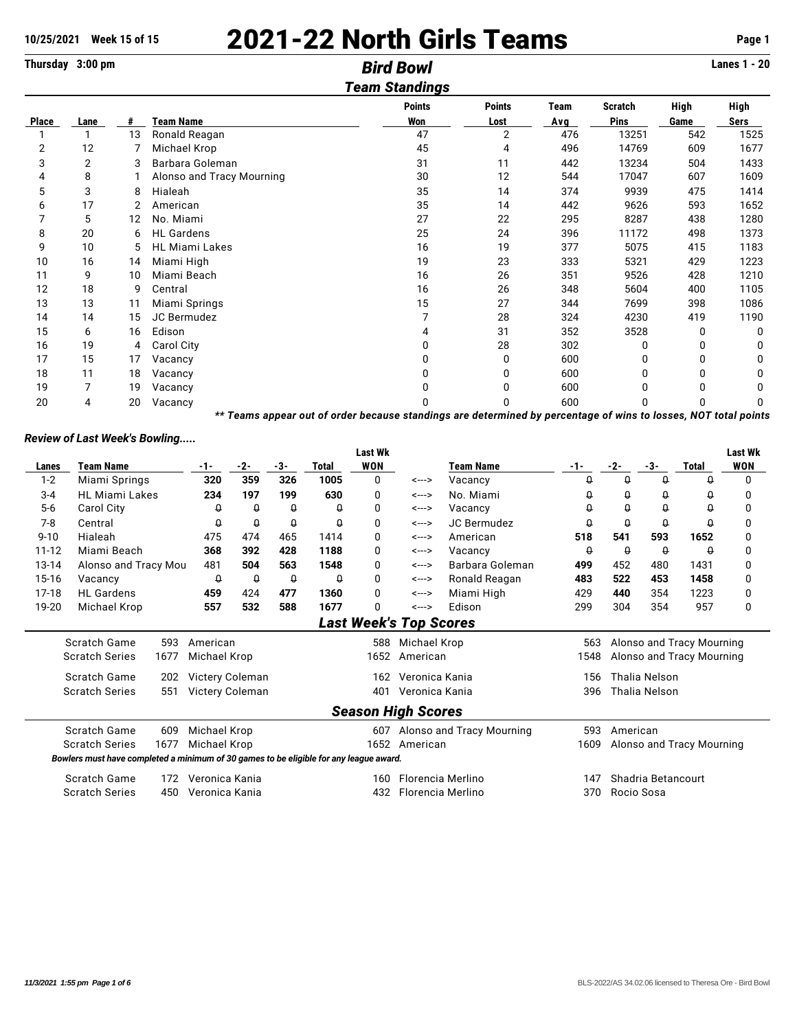# 2021-22 North Girls Teams

10/25/2021 Week 15 of 15

Thursday 3:00 pm

## Bird Bowl

Lanes 1 - 20

### Team Standings

| Place | Lane | # | Team Name | Points Won | Points Lost | Team Avg | Scratch Pins | High Game | High Sers |
|---|---|---|---|---|---|---|---|---|---|
| 1 | 1 | 13 | Ronald Reagan | 47 | 2 | 476 | 13251 | 542 | 1525 |
| 2 | 12 | 7 | Michael Krop | 45 | 4 | 496 | 14769 | 609 | 1677 |
| 3 | 2 | 3 | Barbara Goleman | 31 | 11 | 442 | 13234 | 504 | 1433 |
| 4 | 8 | 1 | Alonso and Tracy Mourning | 30 | 12 | 544 | 17047 | 607 | 1609 |
| 5 | 3 | 8 | Hialeah | 35 | 14 | 374 | 9939 | 475 | 1414 |
| 6 | 17 | 2 | American | 35 | 14 | 442 | 9626 | 593 | 1652 |
| 7 | 5 | 12 | No. Miami | 27 | 22 | 295 | 8287 | 438 | 1280 |
| 8 | 20 | 6 | HL Gardens | 25 | 24 | 396 | 11172 | 498 | 1373 |
| 9 | 10 | 5 | HL Miami Lakes | 16 | 19 | 377 | 5075 | 415 | 1183 |
| 10 | 16 | 14 | Miami High | 19 | 23 | 333 | 5321 | 429 | 1223 |
| 11 | 9 | 10 | Miami Beach | 16 | 26 | 351 | 9526 | 428 | 1210 |
| 12 | 18 | 9 | Central | 16 | 26 | 348 | 5604 | 400 | 1105 |
| 13 | 13 | 11 | Miami Springs | 15 | 27 | 344 | 7699 | 398 | 1086 |
| 14 | 14 | 15 | JC Bermudez | 7 | 28 | 324 | 4230 | 419 | 1190 |
| 15 | 6 | 16 | Edison | 4 | 31 | 352 | 3528 | 0 | 0 |
| 16 | 19 | 4 | Carol City | 0 | 28 | 302 | 0 | 0 | 0 |
| 17 | 15 | 17 | Vacancy | 0 | 0 | 600 | 0 | 0 | 0 |
| 18 | 11 | 18 | Vacancy | 0 | 0 | 600 | 0 | 0 | 0 |
| 19 | 7 | 19 | Vacancy | 0 | 0 | 600 | 0 | 0 | 0 |
| 20 | 4 | 20 | Vacancy | 0 | 0 | 600 | 0 | 0 | 0 |

*** Teams appear out of order because standings are determined by percentage of wins to losses, NOT total points*

### *Review of Last Week's Bowling.....*

| Lanes | Team Name | -1- | -2- | -3- | Total | Last Wk WON | | Team Name | -1- | -2- | -3- | Total | Last Wk WON |
|---|---|---|---|---|---|---|---|---|---|---|---|---|---|
| 1-2 | Miami Springs | **320** | **359** | **326** | **1005** | 0 | <---> | Vacancy | 0 | 0 | 0 | 0 | 0 |
| 3-4 | HL Miami Lakes | **234** | **197** | **199** | **630** | 0 | <---> | No. Miami | 0 | 0 | 0 | 0 | 0 |
| 5-6 | Carol City | 0 | 0 | 0 | 0 | 0 | <---> | Vacancy | 0 | 0 | 0 | 0 | 0 |
| 7-8 | Central | 0 | 0 | 0 | 0 | 0 | <---> | JC Bermudez | 0 | 0 | 0 | 0 | 0 |
| 9-10 | Hialeah | 475 | 474 | 465 | 1414 | 0 | <---> | American | **518** | **541** | **593** | **1652** | 0 |
| 11-12 | Miami Beach | **368** | **392** | **428** | **1188** | 0 | <---> | Vacancy | 0 | 0 | 0 | 0 | 0 |
| 13-14 | Alonso and Tracy Mou | 481 | **504** | **563** | **1548** | 0 | <---> | Barbara Goleman | **499** | 452 | 480 | 1431 | 0 |
| 15-16 | Vacancy | 0 | 0 | 0 | 0 | 0 | <---> | Ronald Reagan | **483** | **522** | **453** | **1458** | 0 |
| 17-18 | HL Gardens | **459** | 424 | **477** | **1360** | 0 | <---> | Miami High | 429 | **440** | 354 | 1223 | 0 |
| 19-20 | Michael Krop | **557** | **532** | **588** | **1677** | 0 | <---> | Edison | 299 | 304 | 354 | 957 | 0 |

### *Last Week's Top Scores*

| | | | | | | |
|---|---|---|---|---|---|---|
| Scratch Game | 593 | American | 588 | Michael Krop | 563 | Alonso and Tracy Mourning |
| Scratch Series | 1677 | Michael Krop | 1652 | American | 1548 | Alonso and Tracy Mourning |
| Scratch Game | 202 | Victery Coleman | 162 | Veronica Kania | 156 | Thalia Nelson |
| Scratch Series | 551 | Victery Coleman | 401 | Veronica Kania | 396 | Thalia Nelson |

### *Season High Scores*

| | | | | | | |
|---|---|---|---|---|---|---|
| Scratch Game | 609 | Michael Krop | 607 | Alonso and Tracy Mourning | 593 | American |
| Scratch Series | 1677 | Michael Krop | 1652 | American | 1609 | Alonso and Tracy Mourning |

***Bowlers must have completed a minimum of 30 games to be eligible for any league award.***

| | | | | | | |
|---|---|---|---|---|---|---|
| Scratch Game | 172 | Veronica Kania | 160 | Florencia Merlino | 147 | Shadria Betancourt |
| Scratch Series | 450 | Veronica Kania | 432 | Florencia Merlino | 370 | Rocio Sosa |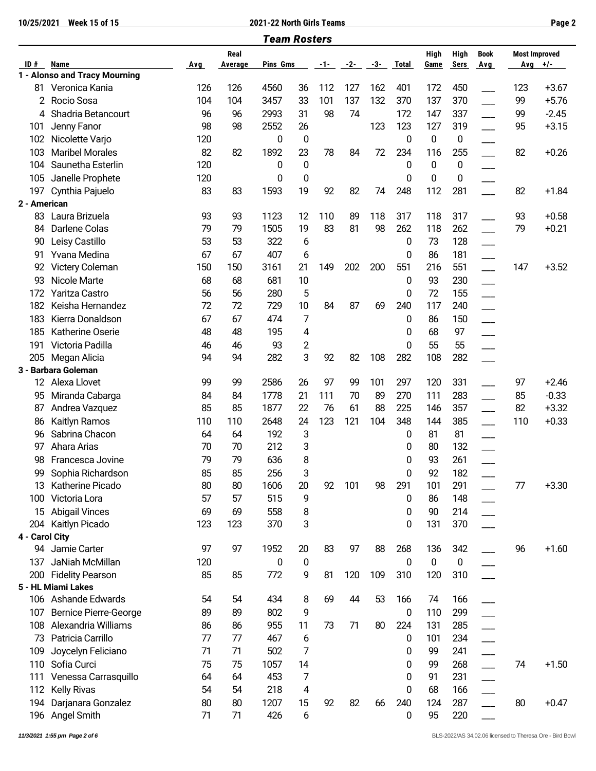## Team Rosters

| ID # | Name | Avg | Real Average | Pins | Gms | -1- | -2- | -3- | Total | High Game | High Sers | Book Avg | Most Improved Avg | +/- |
|---|---|---|---|---|---|---|---|---|---|---|---|---|---|---|
| **1 - Alonso and Tracy Mourning** | | | | | | | | | | | | | | |
| 81 | Veronica Kania | 126 | 126 | 4560 | 36 | 112 | 127 | 162 | 401 | 172 | 450 | ___ | 123 | +3.67 |
| 2 | Rocio Sosa | 104 | 104 | 3457 | 33 | 101 | 137 | 132 | 370 | 137 | 370 | ___ | 99 | +5.76 |
| 4 | Shadria Betancourt | 96 | 96 | 2993 | 31 | 98 | 74 | | 172 | 147 | 337 | ___ | 99 | -2.45 |
| 101 | Jenny Fanor | 98 | 98 | 2552 | 26 | | | 123 | 123 | 127 | 319 | ___ | 95 | +3.15 |
| 102 | Nicolette Varjo | 120 | | 0 | 0 | | | | 0 | 0 | 0 | ___ | | |
| 103 | Maribel Morales | 82 | 82 | 1892 | 23 | 78 | 84 | 72 | 234 | 116 | 255 | ___ | 82 | +0.26 |
| 104 | Saunetha Esterlin | 120 | | 0 | 0 | | | | 0 | 0 | 0 | ___ | | |
| 105 | Janelle Prophete | 120 | | 0 | 0 | | | | 0 | 0 | 0 | ___ | | |
| 197 | Cynthia Pajuelo | 83 | 83 | 1593 | 19 | 92 | 82 | 74 | 248 | 112 | 281 | ___ | 82 | +1.84 |
| **2 - American** | | | | | | | | | | | | | | |
| 83 | Laura Brizuela | 93 | 93 | 1123 | 12 | 110 | 89 | 118 | 317 | 118 | 317 | ___ | 93 | +0.58 |
| 84 | Darlene Colas | 79 | 79 | 1505 | 19 | 83 | 81 | 98 | 262 | 118 | 262 | ___ | 79 | +0.21 |
| 90 | Leisy Castillo | 53 | 53 | 322 | 6 | | | | 0 | 73 | 128 | ___ | | |
| 91 | Yvana Medina | 67 | 67 | 407 | 6 | | | | 0 | 86 | 181 | ___ | | |
| 92 | Victery Coleman | 150 | 150 | 3161 | 21 | 149 | 202 | 200 | 551 | 216 | 551 | ___ | 147 | +3.52 |
| 93 | Nicole Marte | 68 | 68 | 681 | 10 | | | | 0 | 93 | 230 | ___ | | |
| 172 | Yaritza Castro | 56 | 56 | 280 | 5 | | | | 0 | 72 | 155 | ___ | | |
| 182 | Keisha Hernandez | 72 | 72 | 729 | 10 | 84 | 87 | 69 | 240 | 117 | 240 | ___ | | |
| 183 | Kierra Donaldson | 67 | 67 | 474 | 7 | | | | 0 | 86 | 150 | ___ | | |
| 185 | Katherine Oserie | 48 | 48 | 195 | 4 | | | | 0 | 68 | 97 | ___ | | |
| 191 | Victoria Padilla | 46 | 46 | 93 | 2 | | | | 0 | 55 | 55 | ___ | | |
| 205 | Megan Alicia | 94 | 94 | 282 | 3 | 92 | 82 | 108 | 282 | 108 | 282 | ___ | | |
| **3 - Barbara Goleman** | | | | | | | | | | | | | | |
| 12 | Alexa Llovet | 99 | 99 | 2586 | 26 | 97 | 99 | 101 | 297 | 120 | 331 | ___ | 97 | +2.46 |
| 95 | Miranda Cabarga | 84 | 84 | 1778 | 21 | 111 | 70 | 89 | 270 | 111 | 283 | ___ | 85 | -0.33 |
| 87 | Andrea Vazquez | 85 | 85 | 1877 | 22 | 76 | 61 | 88 | 225 | 146 | 357 | ___ | 82 | +3.32 |
| 86 | Kaitlyn Ramos | 110 | 110 | 2648 | 24 | 123 | 121 | 104 | 348 | 144 | 385 | ___ | 110 | +0.33 |
| 96 | Sabrina Chacon | 64 | 64 | 192 | 3 | | | | 0 | 81 | 81 | ___ | | |
| 97 | Ahara Arias | 70 | 70 | 212 | 3 | | | | 0 | 80 | 132 | ___ | | |
| 98 | Francesca Jovine | 79 | 79 | 636 | 8 | | | | 0 | 93 | 261 | ___ | | |
| 99 | Sophia Richardson | 85 | 85 | 256 | 3 | | | | 0 | 92 | 182 | ___ | | |
| 13 | Katherine Picado | 80 | 80 | 1606 | 20 | 92 | 101 | 98 | 291 | 101 | 291 | ___ | 77 | +3.30 |
| 100 | Victoria Lora | 57 | 57 | 515 | 9 | | | | 0 | 86 | 148 | ___ | | |
| 15 | Abigail Vinces | 69 | 69 | 558 | 8 | | | | 0 | 90 | 214 | ___ | | |
| 204 | Kaitlyn Picado | 123 | 123 | 370 | 3 | | | | 0 | 131 | 370 | ___ | | |
| **4 - Carol City** | | | | | | | | | | | | | | |
| 94 | Jamie Carter | 97 | 97 | 1952 | 20 | 83 | 97 | 88 | 268 | 136 | 342 | ___ | 96 | +1.60 |
| 137 | JaNiah McMillan | 120 | | 0 | 0 | | | | 0 | 0 | 0 | ___ | | |
| 200 | Fidelity Pearson | 85 | 85 | 772 | 9 | 81 | 120 | 109 | 310 | 120 | 310 | ___ | | |
| **5 - HL Miami Lakes** | | | | | | | | | | | | | | |
| 106 | Ashande Edwards | 54 | 54 | 434 | 8 | 69 | 44 | 53 | 166 | 74 | 166 | ___ | | |
| 107 | Bernice Pierre-George | 89 | 89 | 802 | 9 | | | | 0 | 110 | 299 | ___ | | |
| 108 | Alexandria Williams | 86 | 86 | 955 | 11 | 73 | 71 | 80 | 224 | 131 | 285 | ___ | | |
| 73 | Patricia Carrillo | 77 | 77 | 467 | 6 | | | | 0 | 101 | 234 | ___ | | |
| 109 | Joycelyn Feliciano | 71 | 71 | 502 | 7 | | | | 0 | 99 | 241 | ___ | | |
| 110 | Sofia Curci | 75 | 75 | 1057 | 14 | | | | 0 | 99 | 268 | ___ | 74 | +1.50 |
| 111 | Venessa Carrasquillo | 64 | 64 | 453 | 7 | | | | 0 | 91 | 231 | ___ | | |
| 112 | Kelly Rivas | 54 | 54 | 218 | 4 | | | | 0 | 68 | 166 | ___ | | |
| 194 | Darjanara Gonzalez | 80 | 80 | 1207 | 15 | 92 | 82 | 66 | 240 | 124 | 287 | ___ | 80 | +0.47 |
| 196 | Angel Smith | 71 | 71 | 426 | 6 | | | | 0 | 95 | 220 | ___ | | |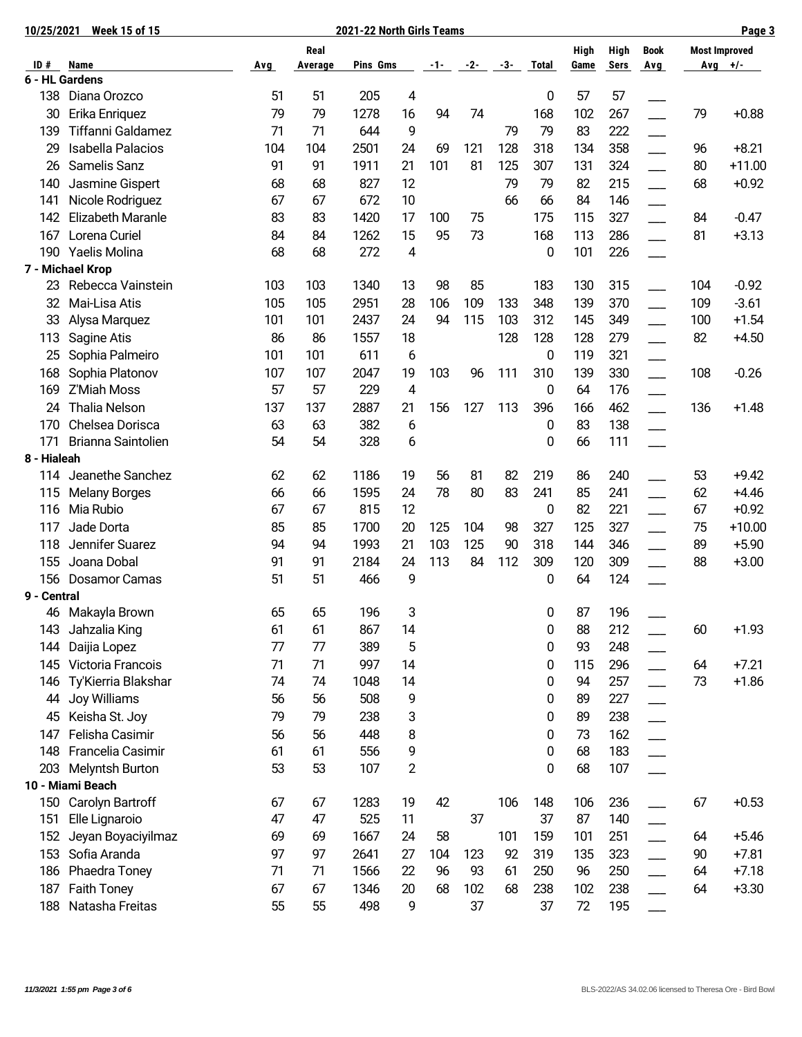**10/25/2021 Week 15 of 15** — **2021-22 North Girls Teams**

| ID # | Name | Avg | Real Average | Pins | Gms | -1- | -2- | -3- | Total | High Game | High Sers | Book Avg | Most Improved Avg | +/- |
|---|---|---|---|---|---|---|---|---|---|---|---|---|---|---|
| **6 - HL Gardens** | | | | | | | | | | | | | | |
| 138 | Diana Orozco | 51 | 51 | 205 | 4 | | | | 0 | 57 | 57 | ___ | | |
| 30 | Erika Enriquez | 79 | 79 | 1278 | 16 | 94 | 74 | | 168 | 102 | 267 | ___ | 79 | +0.88 |
| 139 | Tiffanni Galdamez | 71 | 71 | 644 | 9 | | | 79 | 79 | 83 | 222 | ___ | | |
| 29 | Isabella Palacios | 104 | 104 | 2501 | 24 | 69 | 121 | 128 | 318 | 134 | 358 | ___ | 96 | +8.21 |
| 26 | Samelis Sanz | 91 | 91 | 1911 | 21 | 101 | 81 | 125 | 307 | 131 | 324 | ___ | 80 | +11.00 |
| 140 | Jasmine Gispert | 68 | 68 | 827 | 12 | | | 79 | 79 | 82 | 215 | ___ | 68 | +0.92 |
| 141 | Nicole Rodriguez | 67 | 67 | 672 | 10 | | | 66 | 66 | 84 | 146 | ___ | | |
| 142 | Elizabeth Maranle | 83 | 83 | 1420 | 17 | 100 | 75 | | 175 | 115 | 327 | ___ | 84 | -0.47 |
| 167 | Lorena Curiel | 84 | 84 | 1262 | 15 | 95 | 73 | | 168 | 113 | 286 | ___ | 81 | +3.13 |
| 190 | Yaelis Molina | 68 | 68 | 272 | 4 | | | | 0 | 101 | 226 | ___ | | |
| **7 - Michael Krop** | | | | | | | | | | | | | | |
| 23 | Rebecca Vainstein | 103 | 103 | 1340 | 13 | 98 | 85 | | 183 | 130 | 315 | ___ | 104 | -0.92 |
| 32 | Mai-Lisa Atis | 105 | 105 | 2951 | 28 | 106 | 109 | 133 | 348 | 139 | 370 | ___ | 109 | -3.61 |
| 33 | Alysa Marquez | 101 | 101 | 2437 | 24 | 94 | 115 | 103 | 312 | 145 | 349 | ___ | 100 | +1.54 |
| 113 | Sagine Atis | 86 | 86 | 1557 | 18 | | | 128 | 128 | 128 | 279 | ___ | 82 | +4.50 |
| 25 | Sophia Palmeiro | 101 | 101 | 611 | 6 | | | | 0 | 119 | 321 | ___ | | |
| 168 | Sophia Platonov | 107 | 107 | 2047 | 19 | 103 | 96 | 111 | 310 | 139 | 330 | ___ | 108 | -0.26 |
| 169 | Z'Miah Moss | 57 | 57 | 229 | 4 | | | | 0 | 64 | 176 | ___ | | |
| 24 | Thalia Nelson | 137 | 137 | 2887 | 21 | 156 | 127 | 113 | 396 | 166 | 462 | ___ | 136 | +1.48 |
| 170 | Chelsea Dorisca | 63 | 63 | 382 | 6 | | | | 0 | 83 | 138 | ___ | | |
| 171 | Brianna Saintolien | 54 | 54 | 328 | 6 | | | | 0 | 66 | 111 | ___ | | |
| **8 - Hialeah** | | | | | | | | | | | | | | |
| 114 | Jeanethe Sanchez | 62 | 62 | 1186 | 19 | 56 | 81 | 82 | 219 | 86 | 240 | ___ | 53 | +9.42 |
| 115 | Melany Borges | 66 | 66 | 1595 | 24 | 78 | 80 | 83 | 241 | 85 | 241 | ___ | 62 | +4.46 |
| 116 | Mia Rubio | 67 | 67 | 815 | 12 | | | | 0 | 82 | 221 | ___ | 67 | +0.92 |
| 117 | Jade Dorta | 85 | 85 | 1700 | 20 | 125 | 104 | 98 | 327 | 125 | 327 | ___ | 75 | +10.00 |
| 118 | Jennifer Suarez | 94 | 94 | 1993 | 21 | 103 | 125 | 90 | 318 | 144 | 346 | ___ | 89 | +5.90 |
| 155 | Joana Dobal | 91 | 91 | 2184 | 24 | 113 | 84 | 112 | 309 | 120 | 309 | ___ | 88 | +3.00 |
| 156 | Dosamor Camas | 51 | 51 | 466 | 9 | | | | 0 | 64 | 124 | ___ | | |
| **9 - Central** | | | | | | | | | | | | | | |
| 46 | Makayla Brown | 65 | 65 | 196 | 3 | | | | 0 | 87 | 196 | ___ | | |
| 143 | Jahzalia King | 61 | 61 | 867 | 14 | | | | 0 | 88 | 212 | ___ | 60 | +1.93 |
| 144 | Daijia Lopez | 77 | 77 | 389 | 5 | | | | 0 | 93 | 248 | ___ | | |
| 145 | Victoria Francois | 71 | 71 | 997 | 14 | | | | 0 | 115 | 296 | ___ | 64 | +7.21 |
| 146 | Ty'Kierria Blakshar | 74 | 74 | 1048 | 14 | | | | 0 | 94 | 257 | ___ | 73 | +1.86 |
| 44 | Joy Williams | 56 | 56 | 508 | 9 | | | | 0 | 89 | 227 | ___ | | |
| 45 | Keisha St. Joy | 79 | 79 | 238 | 3 | | | | 0 | 89 | 238 | ___ | | |
| 147 | Felisha Casimir | 56 | 56 | 448 | 8 | | | | 0 | 73 | 162 | ___ | | |
| 148 | Francelia Casimir | 61 | 61 | 556 | 9 | | | | 0 | 68 | 183 | ___ | | |
| 203 | Melyntsh Burton | 53 | 53 | 107 | 2 | | | | 0 | 68 | 107 | ___ | | |
| **10 - Miami Beach** | | | | | | | | | | | | | | |
| 150 | Carolyn Bartroff | 67 | 67 | 1283 | 19 | 42 | | 106 | 148 | 106 | 236 | ___ | 67 | +0.53 |
| 151 | Elle Lignaroio | 47 | 47 | 525 | 11 | | 37 | | 37 | 87 | 140 | ___ | | |
| 152 | Jeyan Boyaciyilmaz | 69 | 69 | 1667 | 24 | 58 | | 101 | 159 | 101 | 251 | ___ | 64 | +5.46 |
| 153 | Sofia Aranda | 97 | 97 | 2641 | 27 | 104 | 123 | 92 | 319 | 135 | 323 | ___ | 90 | +7.81 |
| 186 | Phaedra Toney | 71 | 71 | 1566 | 22 | 96 | 93 | 61 | 250 | 96 | 250 | ___ | 64 | +7.18 |
| 187 | Faith Toney | 67 | 67 | 1346 | 20 | 68 | 102 | 68 | 238 | 102 | 238 | ___ | 64 | +3.30 |
| 188 | Natasha Freitas | 55 | 55 | 498 | 9 | | 37 | | 37 | 72 | 195 | ___ | | |

*11/3/2021 1:55 pm Page 3 of 6* — BLS-2022/AS 34.02.06 licensed to Theresa Ore - Bird Bowl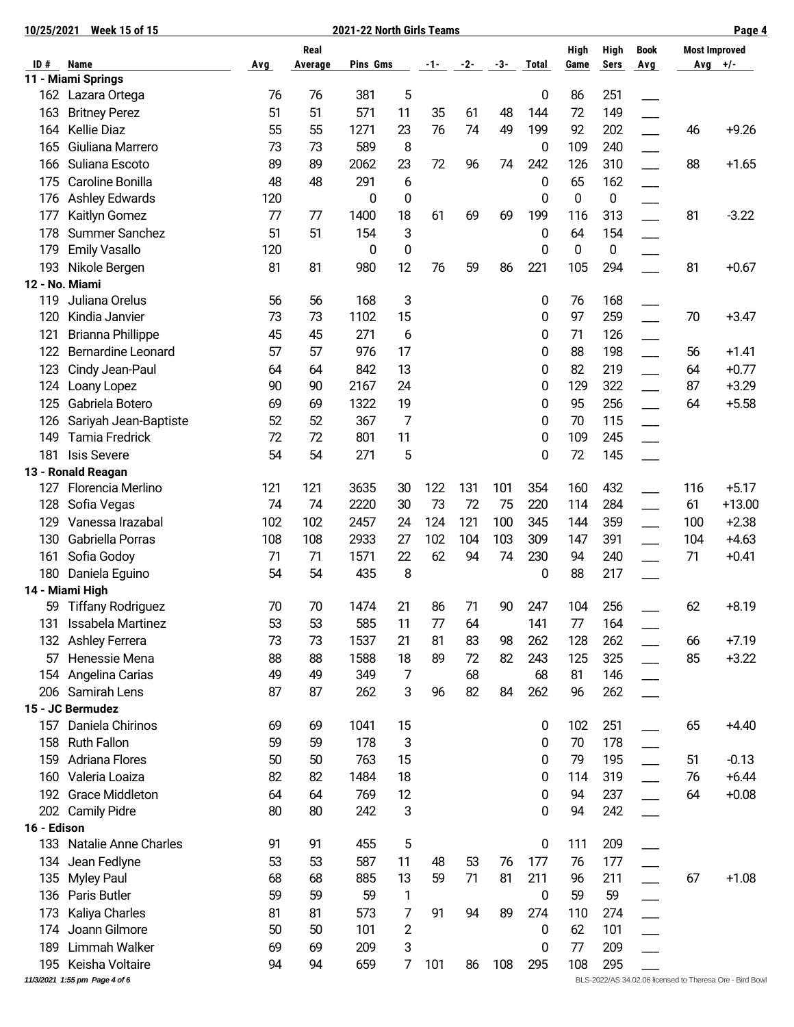**10/25/2021 Week 15 of 15** — **2021-22 North Girls Teams**

| ID # | Name | Avg | Real Average | Pins | Gms | -1- | -2- | -3- | Total | High Game | High Sers | Book Avg | Most Improved Avg | +/- |
|---|---|---|---|---|---|---|---|---|---|---|---|---|---|---|
| **11 - Miami Springs** | | | | | | | | | | | | | | |
| 162 | Lazara Ortega | 76 | 76 | 381 | 5 | | | | 0 | 86 | 251 | ___ | | |
| 163 | Britney Perez | 51 | 51 | 571 | 11 | 35 | 61 | 48 | 144 | 72 | 149 | ___ | | |
| 164 | Kellie Diaz | 55 | 55 | 1271 | 23 | 76 | 74 | 49 | 199 | 92 | 202 | ___ | 46 | +9.26 |
| 165 | Giuliana Marrero | 73 | 73 | 589 | 8 | | | | 0 | 109 | 240 | ___ | | |
| 166 | Suliana Escoto | 89 | 89 | 2062 | 23 | 72 | 96 | 74 | 242 | 126 | 310 | ___ | 88 | +1.65 |
| 175 | Caroline Bonilla | 48 | 48 | 291 | 6 | | | | 0 | 65 | 162 | ___ | | |
| 176 | Ashley Edwards | 120 | | 0 | 0 | | | | 0 | 0 | 0 | ___ | | |
| 177 | Kaitlyn Gomez | 77 | 77 | 1400 | 18 | 61 | 69 | 69 | 199 | 116 | 313 | ___ | 81 | -3.22 |
| 178 | Summer Sanchez | 51 | 51 | 154 | 3 | | | | 0 | 64 | 154 | ___ | | |
| 179 | Emily Vasallo | 120 | | 0 | 0 | | | | 0 | 0 | 0 | ___ | | |
| 193 | Nikole Bergen | 81 | 81 | 980 | 12 | 76 | 59 | 86 | 221 | 105 | 294 | ___ | 81 | +0.67 |
| **12 - No. Miami** | | | | | | | | | | | | | | |
| 119 | Juliana Orelus | 56 | 56 | 168 | 3 | | | | 0 | 76 | 168 | ___ | | |
| 120 | Kindia Janvier | 73 | 73 | 1102 | 15 | | | | 0 | 97 | 259 | ___ | 70 | +3.47 |
| 121 | Brianna Phillippe | 45 | 45 | 271 | 6 | | | | 0 | 71 | 126 | ___ | | |
| 122 | Bernardine Leonard | 57 | 57 | 976 | 17 | | | | 0 | 88 | 198 | ___ | 56 | +1.41 |
| 123 | Cindy Jean-Paul | 64 | 64 | 842 | 13 | | | | 0 | 82 | 219 | ___ | 64 | +0.77 |
| 124 | Loany Lopez | 90 | 90 | 2167 | 24 | | | | 0 | 129 | 322 | ___ | 87 | +3.29 |
| 125 | Gabriela Botero | 69 | 69 | 1322 | 19 | | | | 0 | 95 | 256 | ___ | 64 | +5.58 |
| 126 | Sariyah Jean-Baptiste | 52 | 52 | 367 | 7 | | | | 0 | 70 | 115 | ___ | | |
| 149 | Tamia Fredrick | 72 | 72 | 801 | 11 | | | | 0 | 109 | 245 | ___ | | |
| 181 | Isis Severe | 54 | 54 | 271 | 5 | | | | 0 | 72 | 145 | ___ | | |
| **13 - Ronald Reagan** | | | | | | | | | | | | | | |
| 127 | Florencia Merlino | 121 | 121 | 3635 | 30 | 122 | 131 | 101 | 354 | 160 | 432 | ___ | 116 | +5.17 |
| 128 | Sofia Vegas | 74 | 74 | 2220 | 30 | 73 | 72 | 75 | 220 | 114 | 284 | ___ | 61 | +13.00 |
| 129 | Vanessa Irazabal | 102 | 102 | 2457 | 24 | 124 | 121 | 100 | 345 | 144 | 359 | ___ | 100 | +2.38 |
| 130 | Gabriella Porras | 108 | 108 | 2933 | 27 | 102 | 104 | 103 | 309 | 147 | 391 | ___ | 104 | +4.63 |
| 161 | Sofia Godoy | 71 | 71 | 1571 | 22 | 62 | 94 | 74 | 230 | 94 | 240 | ___ | 71 | +0.41 |
| 180 | Daniela Eguino | 54 | 54 | 435 | 8 | | | | 0 | 88 | 217 | ___ | | |
| **14 - Miami High** | | | | | | | | | | | | | | |
| 59 | Tiffany Rodriguez | 70 | 70 | 1474 | 21 | 86 | 71 | 90 | 247 | 104 | 256 | ___ | 62 | +8.19 |
| 131 | Issabela Martinez | 53 | 53 | 585 | 11 | 77 | 64 | | 141 | 77 | 164 | ___ | | |
| 132 | Ashley Ferrera | 73 | 73 | 1537 | 21 | 81 | 83 | 98 | 262 | 128 | 262 | ___ | 66 | +7.19 |
| 57 | Henessie Mena | 88 | 88 | 1588 | 18 | 89 | 72 | 82 | 243 | 125 | 325 | ___ | 85 | +3.22 |
| 154 | Angelina Carias | 49 | 49 | 349 | 7 | | 68 | | 68 | 81 | 146 | ___ | | |
| 206 | Samirah Lens | 87 | 87 | 262 | 3 | 96 | 82 | 84 | 262 | 96 | 262 | ___ | | |
| **15 - JC Bermudez** | | | | | | | | | | | | | | |
| 157 | Daniela Chirinos | 69 | 69 | 1041 | 15 | | | | 0 | 102 | 251 | ___ | 65 | +4.40 |
| 158 | Ruth Fallon | 59 | 59 | 178 | 3 | | | | 0 | 70 | 178 | ___ | | |
| 159 | Adriana Flores | 50 | 50 | 763 | 15 | | | | 0 | 79 | 195 | ___ | 51 | -0.13 |
| 160 | Valeria Loaiza | 82 | 82 | 1484 | 18 | | | | 0 | 114 | 319 | ___ | 76 | +6.44 |
| 192 | Grace Middleton | 64 | 64 | 769 | 12 | | | | 0 | 94 | 237 | ___ | 64 | +0.08 |
| 202 | Camily Pidre | 80 | 80 | 242 | 3 | | | | 0 | 94 | 242 | ___ | | |
| **16 - Edison** | | | | | | | | | | | | | | |
| 133 | Natalie Anne Charles | 91 | 91 | 455 | 5 | | | | 0 | 111 | 209 | ___ | | |
| 134 | Jean Fedlyne | 53 | 53 | 587 | 11 | 48 | 53 | 76 | 177 | 76 | 177 | ___ | | |
| 135 | Myley Paul | 68 | 68 | 885 | 13 | 59 | 71 | 81 | 211 | 96 | 211 | ___ | 67 | +1.08 |
| 136 | Paris Butler | 59 | 59 | 59 | 1 | | | | 0 | 59 | 59 | ___ | | |
| 173 | Kaliya Charles | 81 | 81 | 573 | 7 | 91 | 94 | 89 | 274 | 110 | 274 | ___ | | |
| 174 | Joann Gilmore | 50 | 50 | 101 | 2 | | | | 0 | 62 | 101 | ___ | | |
| 189 | Limmah Walker | 69 | 69 | 209 | 3 | | | | 0 | 77 | 209 | ___ | | |
| 195 | Keisha Voltaire | 94 | 94 | 659 | 7 | 101 | 86 | 108 | 295 | 108 | 295 | ___ | | |

*11/3/2021 1:55 pm* — BLS-2022/AS 34.02.06 licensed to Theresa Ore - Bird Bowl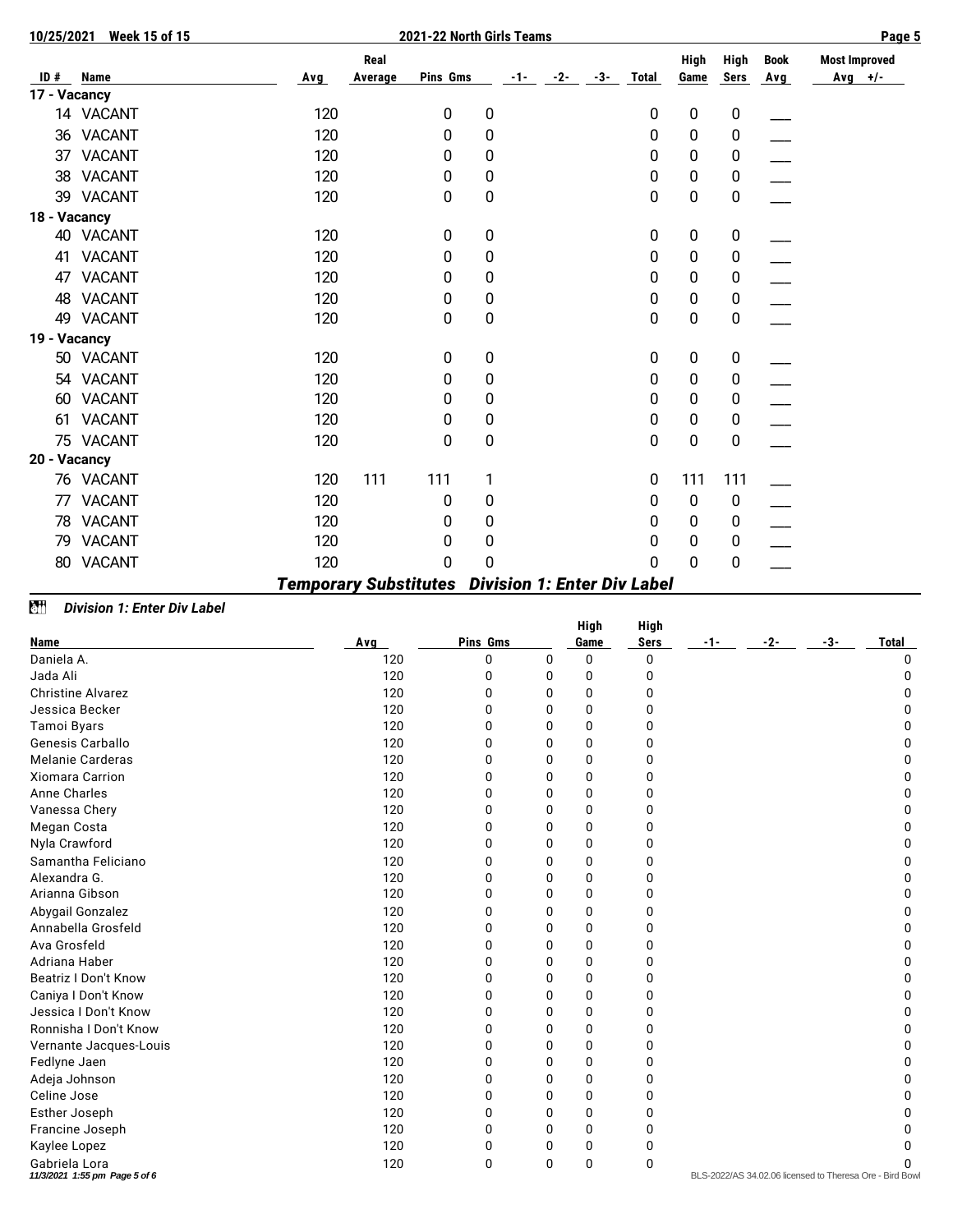| ID # | Name | Avg | Real Average | Pins | Gms | -1- | -2- | -3- | Total | High Game | High Sers | Book Avg | Most Improved Avg +/- |
|---|---|---|---|---|---|---|---|---|---|---|---|---|---|
| **17 - Vacancy** | | | | | | | | | | | | | |
| 14 | VACANT | 120 | | 0 | 0 | | | | 0 | 0 | 0 | ___ | |
| 36 | VACANT | 120 | | 0 | 0 | | | | 0 | 0 | 0 | ___ | |
| 37 | VACANT | 120 | | 0 | 0 | | | | 0 | 0 | 0 | ___ | |
| 38 | VACANT | 120 | | 0 | 0 | | | | 0 | 0 | 0 | ___ | |
| 39 | VACANT | 120 | | 0 | 0 | | | | 0 | 0 | 0 | ___ | |
| **18 - Vacancy** | | | | | | | | | | | | | |
| 40 | VACANT | 120 | | 0 | 0 | | | | 0 | 0 | 0 | ___ | |
| 41 | VACANT | 120 | | 0 | 0 | | | | 0 | 0 | 0 | ___ | |
| 47 | VACANT | 120 | | 0 | 0 | | | | 0 | 0 | 0 | ___ | |
| 48 | VACANT | 120 | | 0 | 0 | | | | 0 | 0 | 0 | ___ | |
| 49 | VACANT | 120 | | 0 | 0 | | | | 0 | 0 | 0 | ___ | |
| **19 - Vacancy** | | | | | | | | | | | | | |
| 50 | VACANT | 120 | | 0 | 0 | | | | 0 | 0 | 0 | ___ | |
| 54 | VACANT | 120 | | 0 | 0 | | | | 0 | 0 | 0 | ___ | |
| 60 | VACANT | 120 | | 0 | 0 | | | | 0 | 0 | 0 | ___ | |
| 61 | VACANT | 120 | | 0 | 0 | | | | 0 | 0 | 0 | ___ | |
| 75 | VACANT | 120 | | 0 | 0 | | | | 0 | 0 | 0 | ___ | |
| **20 - Vacancy** | | | | | | | | | | | | | |
| 76 | VACANT | 120 | 111 | 111 | 1 | | | | 0 | 111 | 111 | ___ | |
| 77 | VACANT | 120 | | 0 | 0 | | | | 0 | 0 | 0 | ___ | |
| 78 | VACANT | 120 | | 0 | 0 | | | | 0 | 0 | 0 | ___ | |
| 79 | VACANT | 120 | | 0 | 0 | | | | 0 | 0 | 0 | ___ | |
| 80 | VACANT | 120 | | 0 | 0 | | | | 0 | 0 | 0 | ___ | |

## *Temporary Substitutes   Division 1: Enter Div Label*

### *Division 1: Enter Div Label*

| Name | Avg | Pins | Gms | High Game | High Sers | -1- | -2- | -3- | Total |
|---|---|---|---|---|---|---|---|---|---|
| Daniela A. | 120 | 0 | 0 | 0 | 0 | | | | 0 |
| Jada Ali | 120 | 0 | 0 | 0 | 0 | | | | 0 |
| Christine Alvarez | 120 | 0 | 0 | 0 | 0 | | | | 0 |
| Jessica Becker | 120 | 0 | 0 | 0 | 0 | | | | 0 |
| Tamoi Byars | 120 | 0 | 0 | 0 | 0 | | | | 0 |
| Genesis Carballo | 120 | 0 | 0 | 0 | 0 | | | | 0 |
| Melanie Carderas | 120 | 0 | 0 | 0 | 0 | | | | 0 |
| Xiomara Carrion | 120 | 0 | 0 | 0 | 0 | | | | 0 |
| Anne Charles | 120 | 0 | 0 | 0 | 0 | | | | 0 |
| Vanessa Chery | 120 | 0 | 0 | 0 | 0 | | | | 0 |
| Megan Costa | 120 | 0 | 0 | 0 | 0 | | | | 0 |
| Nyla Crawford | 120 | 0 | 0 | 0 | 0 | | | | 0 |
| Samantha Feliciano | 120 | 0 | 0 | 0 | 0 | | | | 0 |
| Alexandra G. | 120 | 0 | 0 | 0 | 0 | | | | 0 |
| Arianna Gibson | 120 | 0 | 0 | 0 | 0 | | | | 0 |
| Abygail Gonzalez | 120 | 0 | 0 | 0 | 0 | | | | 0 |
| Annabella Grosfeld | 120 | 0 | 0 | 0 | 0 | | | | 0 |
| Ava Grosfeld | 120 | 0 | 0 | 0 | 0 | | | | 0 |
| Adriana Haber | 120 | 0 | 0 | 0 | 0 | | | | 0 |
| Beatriz I Don't Know | 120 | 0 | 0 | 0 | 0 | | | | 0 |
| Caniya I Don't Know | 120 | 0 | 0 | 0 | 0 | | | | 0 |
| Jessica I Don't Know | 120 | 0 | 0 | 0 | 0 | | | | 0 |
| Ronnisha I Don't Know | 120 | 0 | 0 | 0 | 0 | | | | 0 |
| Vernante Jacques-Louis | 120 | 0 | 0 | 0 | 0 | | | | 0 |
| Fedlyne Jaen | 120 | 0 | 0 | 0 | 0 | | | | 0 |
| Adeja Johnson | 120 | 0 | 0 | 0 | 0 | | | | 0 |
| Celine Jose | 120 | 0 | 0 | 0 | 0 | | | | 0 |
| Esther Joseph | 120 | 0 | 0 | 0 | 0 | | | | 0 |
| Francine Joseph | 120 | 0 | 0 | 0 | 0 | | | | 0 |
| Kaylee Lopez | 120 | 0 | 0 | 0 | 0 | | | | 0 |
| Gabriela Lora | 120 | 0 | 0 | 0 | 0 | | | | 0 |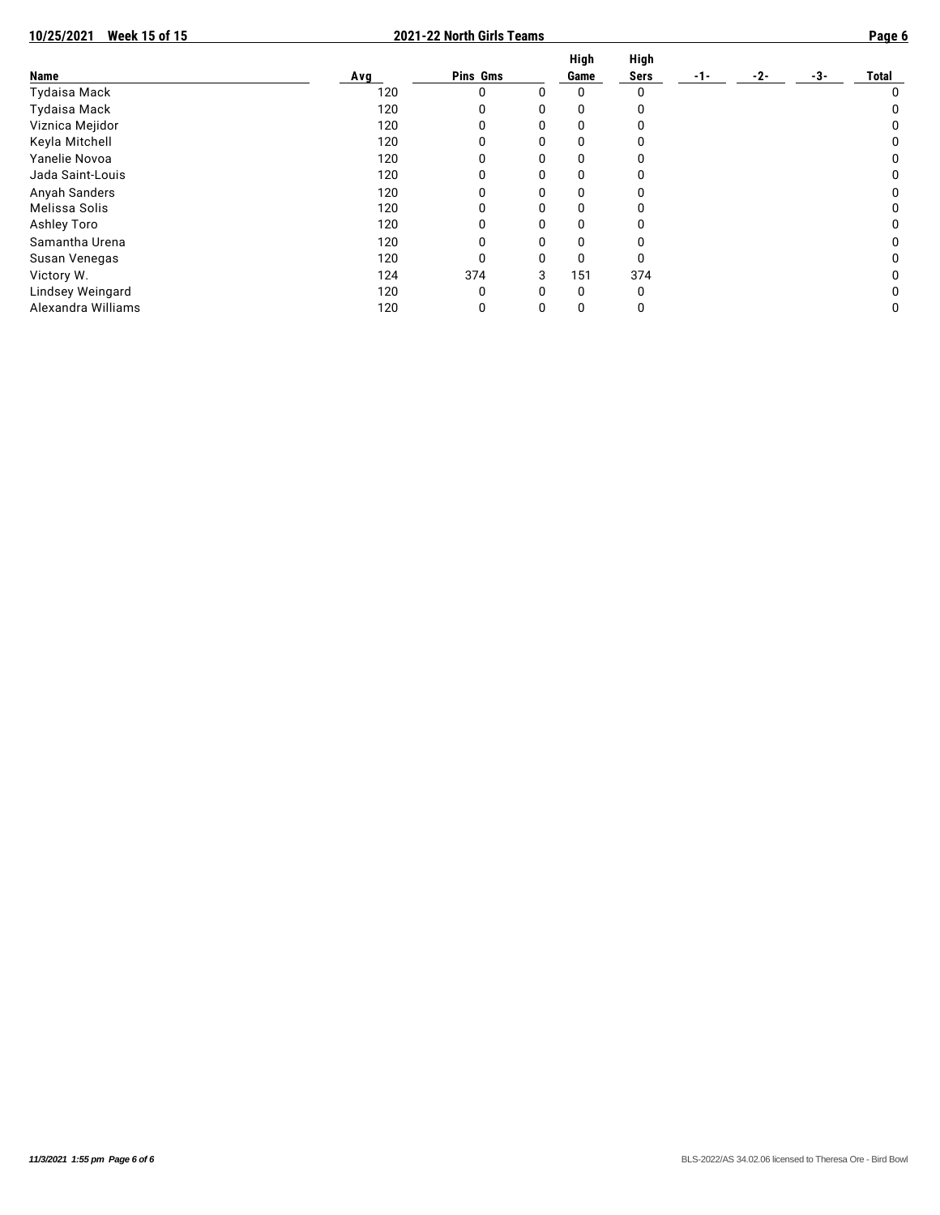| Name | Avg | Pins | Gms | High Game | High Sers | -1- | -2- | -3- | Total |
|---|---|---|---|---|---|---|---|---|---|
| Tydaisa Mack | 120 | 0 | 0 | 0 | 0 | | | | 0 |
| Tydaisa Mack | 120 | 0 | 0 | 0 | 0 | | | | 0 |
| Viznica Mejidor | 120 | 0 | 0 | 0 | 0 | | | | 0 |
| Keyla Mitchell | 120 | 0 | 0 | 0 | 0 | | | | 0 |
| Yanelie Novoa | 120 | 0 | 0 | 0 | 0 | | | | 0 |
| Jada Saint-Louis | 120 | 0 | 0 | 0 | 0 | | | | 0 |
| Anyah Sanders | 120 | 0 | 0 | 0 | 0 | | | | 0 |
| Melissa Solis | 120 | 0 | 0 | 0 | 0 | | | | 0 |
| Ashley Toro | 120 | 0 | 0 | 0 | 0 | | | | 0 |
| Samantha Urena | 120 | 0 | 0 | 0 | 0 | | | | 0 |
| Susan Venegas | 120 | 0 | 0 | 0 | 0 | | | | 0 |
| Victory W. | 124 | 374 | 3 | 151 | 374 | | | | 0 |
| Lindsey Weingard | 120 | 0 | 0 | 0 | 0 | | | | 0 |
| Alexandra Williams | 120 | 0 | 0 | 0 | 0 | | | | 0 |